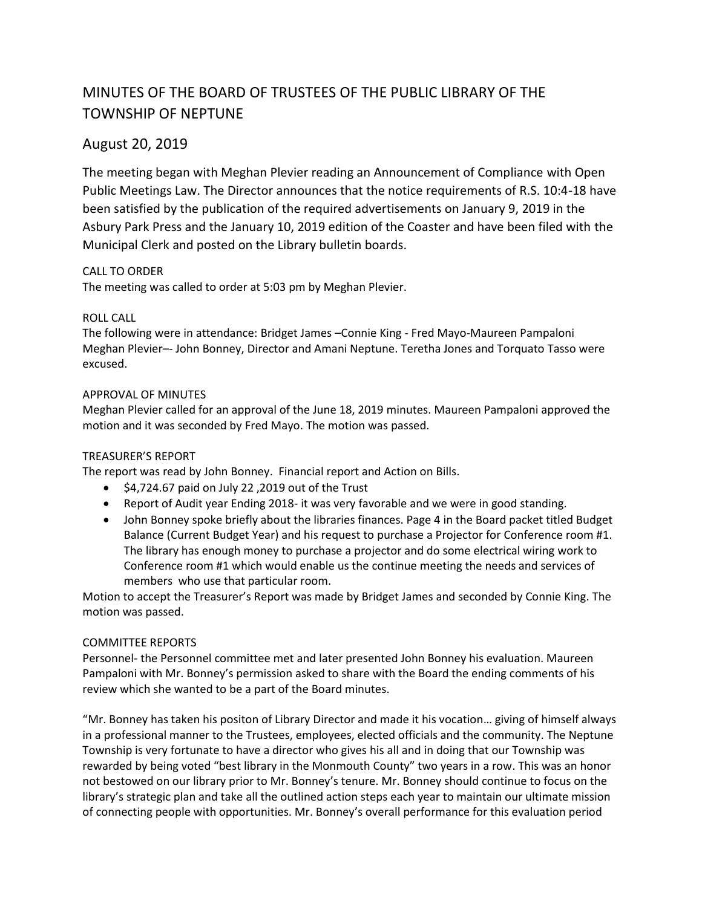# MINUTES OF THE BOARD OF TRUSTEES OF THE PUBLIC LIBRARY OF THE TOWNSHIP OF NEPTUNE

## August 20, 2019

The meeting began with Meghan Plevier reading an Announcement of Compliance with Open Public Meetings Law. The Director announces that the notice requirements of R.S. 10:4-18 have been satisfied by the publication of the required advertisements on January 9, 2019 in the Asbury Park Press and the January 10, 2019 edition of the Coaster and have been filed with the Municipal Clerk and posted on the Library bulletin boards.

CALL TO ORDER
The meeting was called to order at 5:03 pm by Meghan Plevier.

ROLL CALL
The following were in attendance: Bridget James –Connie King - Fred Mayo-Maureen Pampaloni Meghan Plevier–- John Bonney, Director and Amani Neptune. Teretha Jones and Torquato Tasso were excused.

APPROVAL OF MINUTES
Meghan Plevier called for an approval of the June 18, 2019 minutes. Maureen Pampaloni approved the motion and it was seconded by Fred Mayo. The motion was passed.

TREASURER'S REPORT
The report was read by John Bonney. Financial report and Action on Bills.

- $4,724.67 paid on July 22 ,2019 out of the Trust
- Report of Audit year Ending 2018- it was very favorable and we were in good standing.
- John Bonney spoke briefly about the libraries finances. Page 4 in the Board packet titled Budget Balance (Current Budget Year) and his request to purchase a Projector for Conference room #1. The library has enough money to purchase a projector and do some electrical wiring work to Conference room #1 which would enable us the continue meeting the needs and services of members who use that particular room.

Motion to accept the Treasurer's Report was made by Bridget James and seconded by Connie King. The motion was passed.

COMMITTEE REPORTS
Personnel- the Personnel committee met and later presented John Bonney his evaluation. Maureen Pampaloni with Mr. Bonney's permission asked to share with the Board the ending comments of his review which she wanted to be a part of the Board minutes.

"Mr. Bonney has taken his positon of Library Director and made it his vocation… giving of himself always in a professional manner to the Trustees, employees, elected officials and the community. The Neptune Township is very fortunate to have a director who gives his all and in doing that our Township was rewarded by being voted "best library in the Monmouth County" two years in a row. This was an honor not bestowed on our library prior to Mr. Bonney's tenure. Mr. Bonney should continue to focus on the library's strategic plan and take all the outlined action steps each year to maintain our ultimate mission of connecting people with opportunities. Mr. Bonney's overall performance for this evaluation period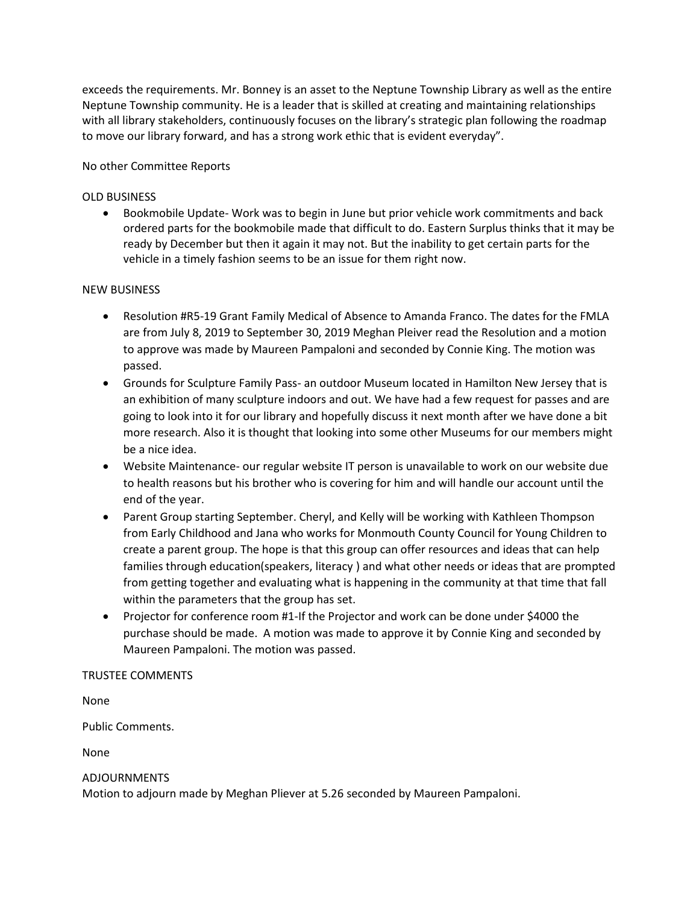exceeds the requirements. Mr. Bonney is an asset to the Neptune Township Library as well as the entire Neptune Township community. He is a leader that is skilled at creating and maintaining relationships with all library stakeholders, continuously focuses on the library's strategic plan following the roadmap to move our library forward, and has a strong work ethic that is evident everyday".

No other Committee Reports

OLD BUSINESS

- Bookmobile Update- Work was to begin in June but prior vehicle work commitments and back ordered parts for the bookmobile made that difficult to do. Eastern Surplus thinks that it may be ready by December but then it again it may not. But the inability to get certain parts for the vehicle in a timely fashion seems to be an issue for them right now.

NEW BUSINESS

- Resolution #R5-19 Grant Family Medical of Absence to Amanda Franco. The dates for the FMLA are from July 8, 2019 to September 30, 2019 Meghan Pleiver read the Resolution and a motion to approve was made by Maureen Pampaloni and seconded by Connie King. The motion was passed.
- Grounds for Sculpture Family Pass- an outdoor Museum located in Hamilton New Jersey that is an exhibition of many sculpture indoors and out. We have had a few request for passes and are going to look into it for our library and hopefully discuss it next month after we have done a bit more research. Also it is thought that looking into some other Museums for our members might be a nice idea.
- Website Maintenance- our regular website IT person is unavailable to work on our website due to health reasons but his brother who is covering for him and will handle our account until the end of the year.
- Parent Group starting September. Cheryl, and Kelly will be working with Kathleen Thompson from Early Childhood and Jana who works for Monmouth County Council for Young Children to create a parent group. The hope is that this group can offer resources and ideas that can help families through education(speakers, literacy ) and what other needs or ideas that are prompted from getting together and evaluating what is happening in the community at that time that fall within the parameters that the group has set.
- Projector for conference room #1-If the Projector and work can be done under $4000 the purchase should be made. A motion was made to approve it by Connie King and seconded by Maureen Pampaloni. The motion was passed.

TRUSTEE COMMENTS

None

Public Comments.

None

ADJOURNMENTS

Motion to adjourn made by Meghan Pliever at 5.26 seconded by Maureen Pampaloni.